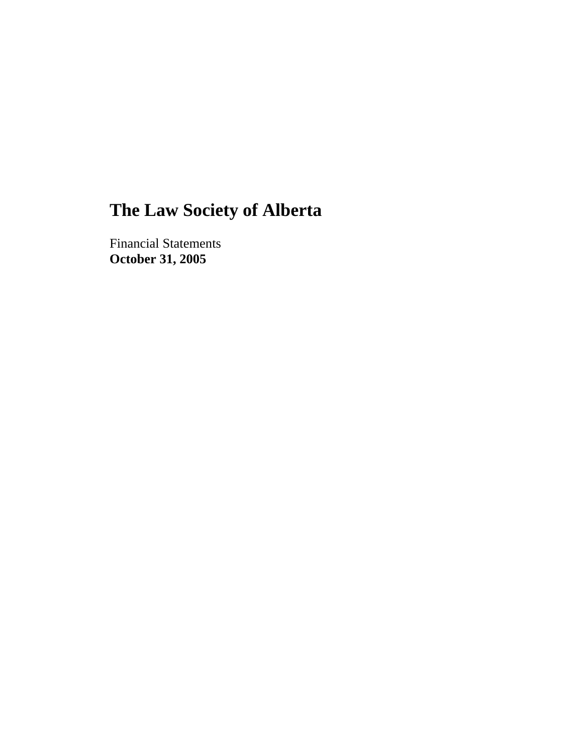# The Law Society of Alberta

Financial Statements
**October 31, 2005**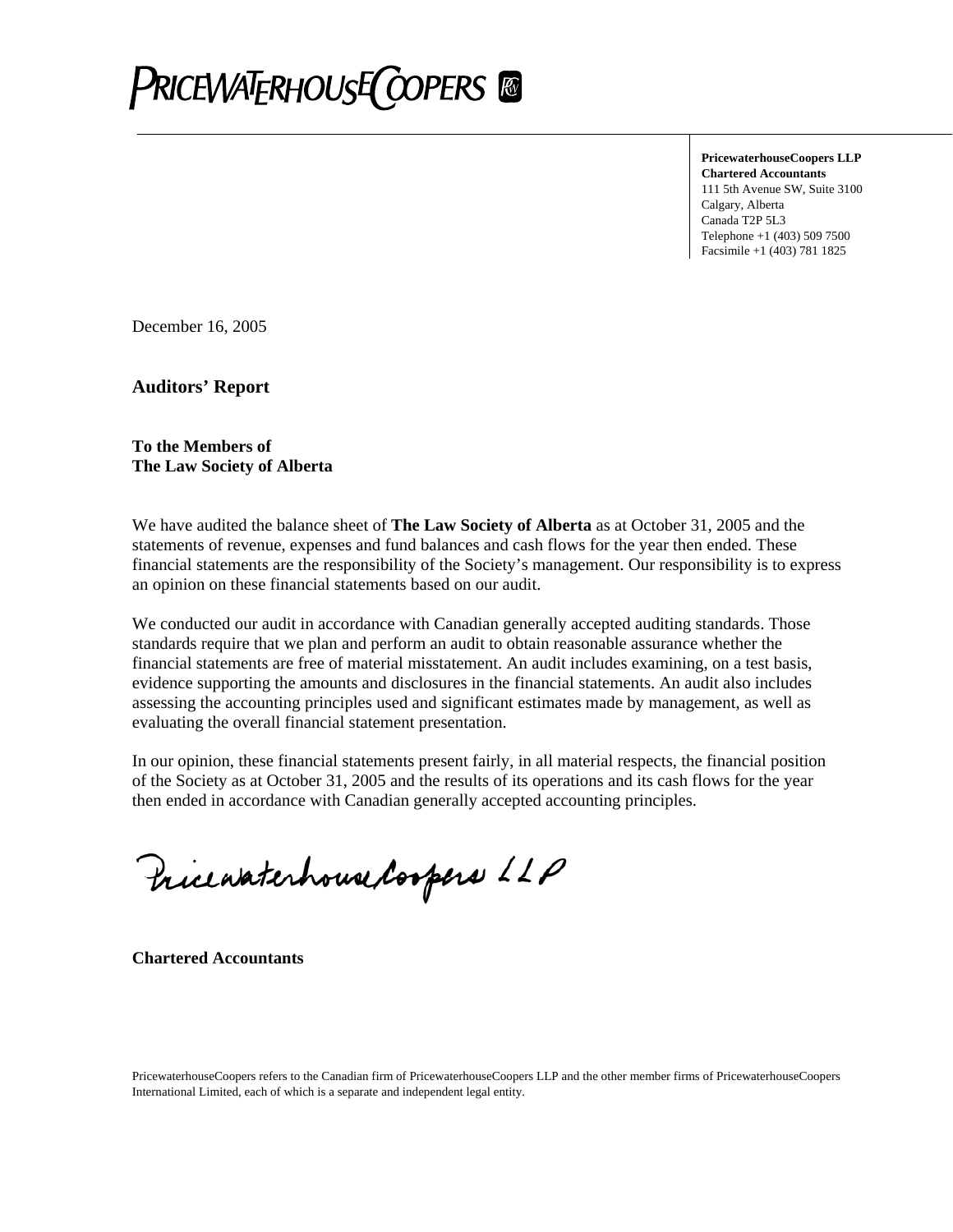**PricewaterhouseCoopers LLP**
**Chartered Accountants**
111 5th Avenue SW, Suite 3100
Calgary, Alberta
Canada T2P 5L3
Telephone +1 (403) 509 7500
Facsimile +1 (403) 781 1825

December 16, 2005

## Auditors' Report

**To the Members of**
**The Law Society of Alberta**

We have audited the balance sheet of **The Law Society of Alberta** as at October 31, 2005 and the statements of revenue, expenses and fund balances and cash flows for the year then ended. These financial statements are the responsibility of the Society's management. Our responsibility is to express an opinion on these financial statements based on our audit.

We conducted our audit in accordance with Canadian generally accepted auditing standards. Those standards require that we plan and perform an audit to obtain reasonable assurance whether the financial statements are free of material misstatement. An audit includes examining, on a test basis, evidence supporting the amounts and disclosures in the financial statements. An audit also includes assessing the accounting principles used and significant estimates made by management, as well as evaluating the overall financial statement presentation.

In our opinion, these financial statements present fairly, in all material respects, the financial position of the Society as at October 31, 2005 and the results of its operations and its cash flows for the year then ended in accordance with Canadian generally accepted accounting principles.

PricewaterhouseCoopers LLP

**Chartered Accountants**

PricewaterhouseCoopers refers to the Canadian firm of PricewaterhouseCoopers LLP and the other member firms of PricewaterhouseCoopers International Limited, each of which is a separate and independent legal entity.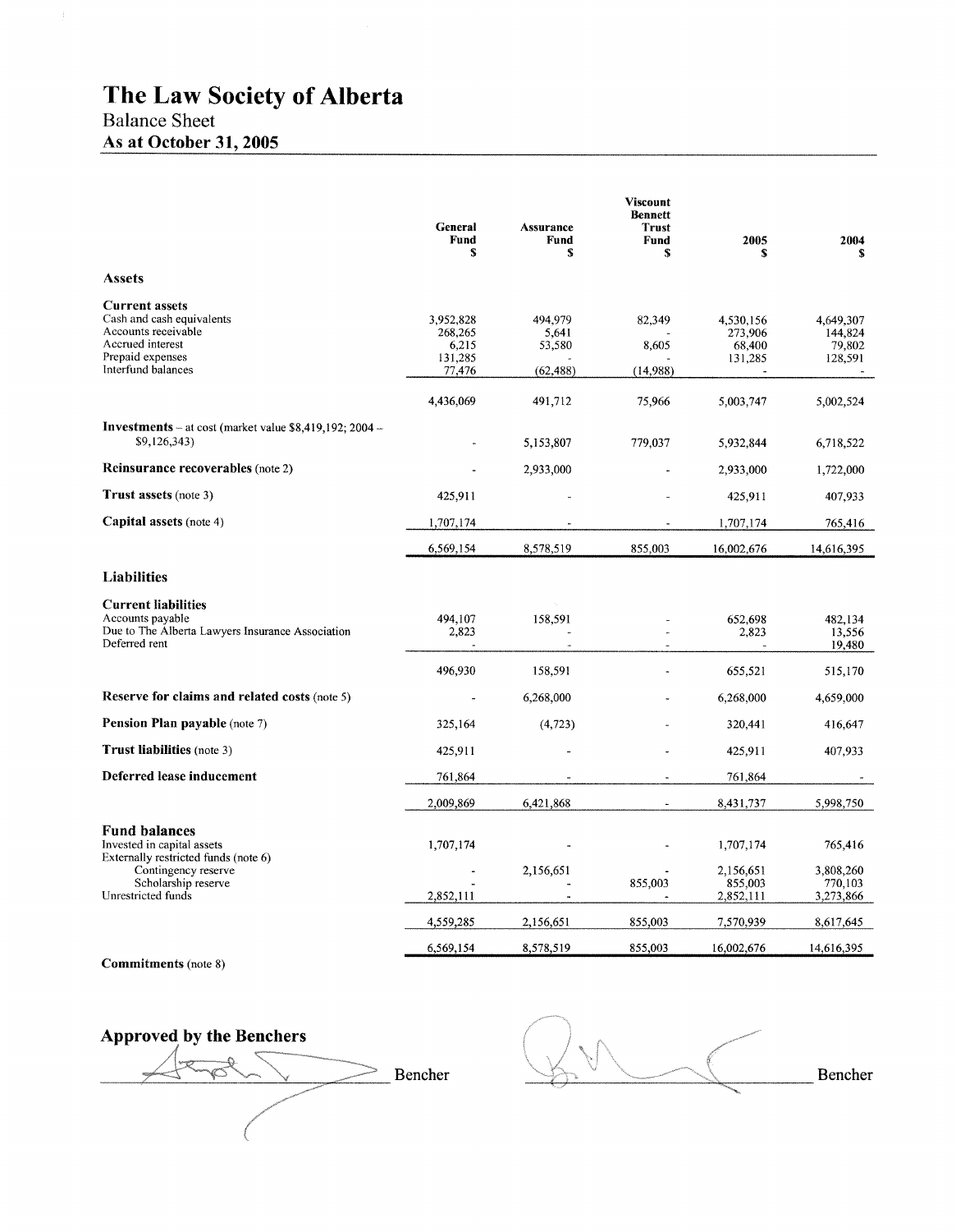# The Law Society of Alberta

## Balance Sheet

### As at October 31, 2005

| | General Fund $ | Assurance Fund $ | Viscount Bennett Trust Fund $ | 2005 $ | 2004 $ |
|---|---|---|---|---|---|
| **Assets** | | | | | |
| **Current assets** | | | | | |
| Cash and cash equivalents | 3,952,828 | 494,979 | 82,349 | 4,530,156 | 4,649,307 |
| Accounts receivable | 268,265 | 5,641 | - | 273,906 | 144,824 |
| Accrued interest | 6,215 | 53,580 | 8,605 | 68,400 | 79,802 |
| Prepaid expenses | 131,285 | - | - | 131,285 | 128,591 |
| Interfund balances | 77,476 | (62,488) | (14,988) | - | - |
| | 4,436,069 | 491,712 | 75,966 | 5,003,747 | 5,002,524 |
| **Investments** – at cost (market value $8,419,192; 2004 – $9,126,343) | - | 5,153,807 | 779,037 | 5,932,844 | 6,718,522 |
| **Reinsurance recoverables** (note 2) | - | 2,933,000 | - | 2,933,000 | 1,722,000 |
| **Trust assets** (note 3) | 425,911 | - | - | 425,911 | 407,933 |
| **Capital assets** (note 4) | 1,707,174 | - | - | 1,707,174 | 765,416 |
| | 6,569,154 | 8,578,519 | 855,003 | 16,002,676 | 14,616,395 |
| **Liabilities** | | | | | |
| **Current liabilities** | | | | | |
| Accounts payable | 494,107 | 158,591 | - | 652,698 | 482,134 |
| Due to The Alberta Lawyers Insurance Association | 2,823 | - | - | 2,823 | 13,556 |
| Deferred rent | - | - | - | - | 19,480 |
| | 496,930 | 158,591 | - | 655,521 | 515,170 |
| **Reserve for claims and related costs** (note 5) | - | 6,268,000 | - | 6,268,000 | 4,659,000 |
| **Pension Plan payable** (note 7) | 325,164 | (4,723) | - | 320,441 | 416,647 |
| **Trust liabilities** (note 3) | 425,911 | - | - | 425,911 | 407,933 |
| **Deferred lease inducement** | 761,864 | - | - | 761,864 | - |
| | 2,009,869 | 6,421,868 | - | 8,431,737 | 5,998,750 |
| **Fund balances** | | | | | |
| Invested in capital assets | 1,707,174 | - | - | 1,707,174 | 765,416 |
| Externally restricted funds (note 6) | | | | | |
| Contingency reserve | - | 2,156,651 | - | 2,156,651 | 3,808,260 |
| Scholarship reserve | - | - | 855,003 | 855,003 | 770,103 |
| Unrestricted funds | 2,852,111 | - | - | 2,852,111 | 3,273,866 |
| | 4,559,285 | 2,156,651 | 855,003 | 7,570,939 | 8,617,645 |
| | 6,569,154 | 8,578,519 | 855,003 | 16,002,676 | 14,616,395 |

**Commitments** (note 8)

**Approved by the Benchers**

_________________ Bencher &nbsp;&nbsp;&nbsp;&nbsp; _________________ Bencher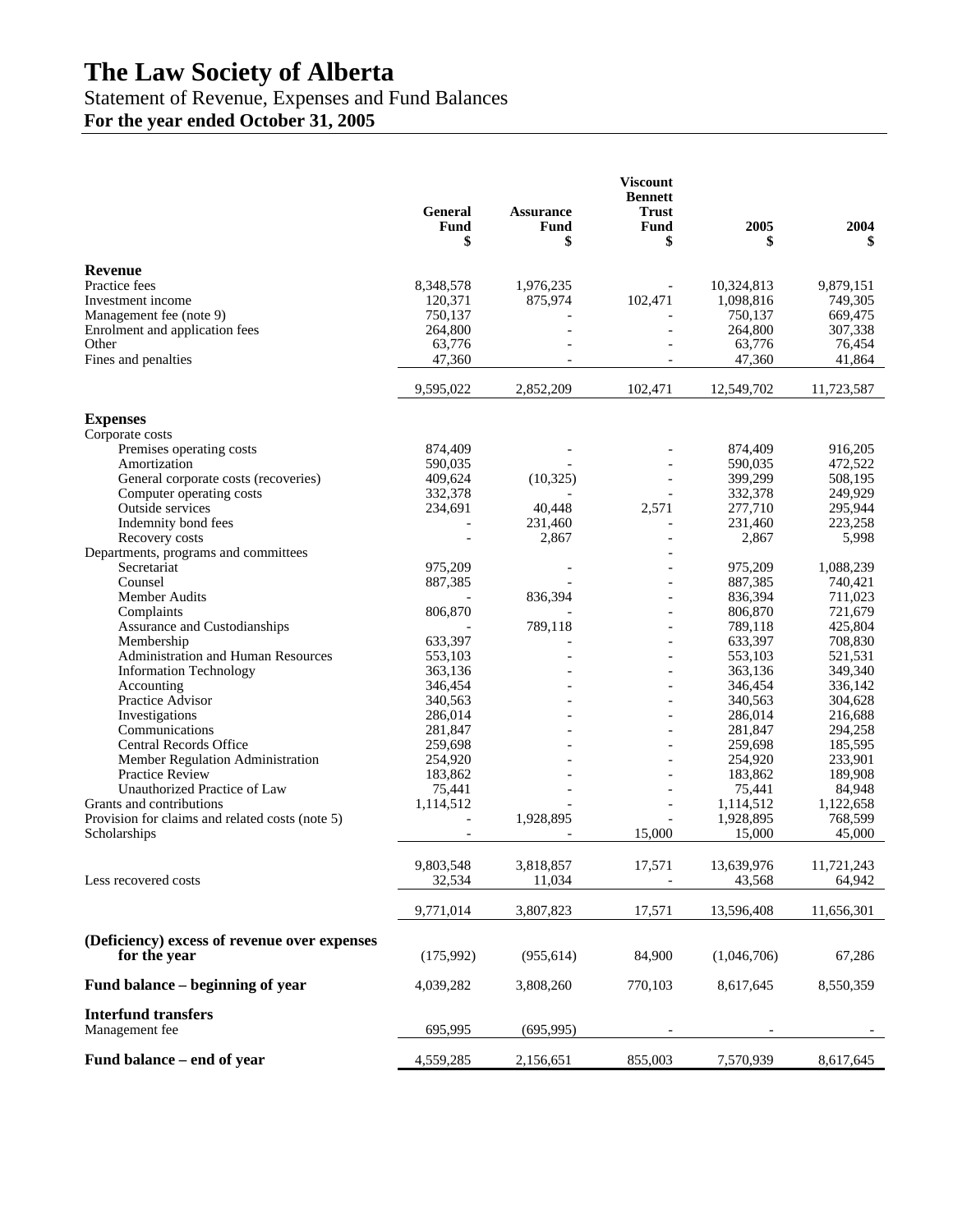# The Law Society of Alberta

## Statement of Revenue, Expenses and Fund Balances

**For the year ended October 31, 2005**

| | General Fund $ | Assurance Fund $ | Viscount Bennett Trust Fund $ | 2005 $ | 2004 $ |
|---|---|---|---|---|---|
| **Revenue** | | | | | |
| Practice fees | 8,348,578 | 1,976,235 | - | 10,324,813 | 9,879,151 |
| Investment income | 120,371 | 875,974 | 102,471 | 1,098,816 | 749,305 |
| Management fee (note 9) | 750,137 | - | - | 750,137 | 669,475 |
| Enrolment and application fees | 264,800 | - | - | 264,800 | 307,338 |
| Other | 63,776 | - | - | 63,776 | 76,454 |
| Fines and penalties | 47,360 | - | - | 47,360 | 41,864 |
| | 9,595,022 | 2,852,209 | 102,471 | 12,549,702 | 11,723,587 |
| **Expenses** | | | | | |
| Corporate costs | | | | | |
| Premises operating costs | 874,409 | - | - | 874,409 | 916,205 |
| Amortization | 590,035 | - | - | 590,035 | 472,522 |
| General corporate costs (recoveries) | 409,624 | (10,325) | - | 399,299 | 508,195 |
| Computer operating costs | 332,378 | - | - | 332,378 | 249,929 |
| Outside services | 234,691 | 40,448 | 2,571 | 277,710 | 295,944 |
| Indemnity bond fees | - | 231,460 | - | 231,460 | 223,258 |
| Recovery costs | - | 2,867 | - | 2,867 | 5,998 |
| Departments, programs and committees | | | - | | |
| Secretariat | 975,209 | - | - | 975,209 | 1,088,239 |
| Counsel | 887,385 | - | - | 887,385 | 740,421 |
| Member Audits | - | 836,394 | - | 836,394 | 711,023 |
| Complaints | 806,870 | - | - | 806,870 | 721,679 |
| Assurance and Custodianships | - | 789,118 | - | 789,118 | 425,804 |
| Membership | 633,397 | - | - | 633,397 | 708,830 |
| Administration and Human Resources | 553,103 | - | - | 553,103 | 521,531 |
| Information Technology | 363,136 | - | - | 363,136 | 349,340 |
| Accounting | 346,454 | - | - | 346,454 | 336,142 |
| Practice Advisor | 340,563 | - | - | 340,563 | 304,628 |
| Investigations | 286,014 | - | - | 286,014 | 216,688 |
| Communications | 281,847 | - | - | 281,847 | 294,258 |
| Central Records Office | 259,698 | - | - | 259,698 | 185,595 |
| Member Regulation Administration | 254,920 | - | - | 254,920 | 233,901 |
| Practice Review | 183,862 | - | - | 183,862 | 189,908 |
| Unauthorized Practice of Law | 75,441 | - | - | 75,441 | 84,948 |
| Grants and contributions | 1,114,512 | - | - | 1,114,512 | 1,122,658 |
| Provision for claims and related costs (note 5) | - | 1,928,895 | - | 1,928,895 | 768,599 |
| Scholarships | - | - | 15,000 | 15,000 | 45,000 |
| | 9,803,548 | 3,818,857 | 17,571 | 13,639,976 | 11,721,243 |
| Less recovered costs | 32,534 | 11,034 | - | 43,568 | 64,942 |
| | 9,771,014 | 3,807,823 | 17,571 | 13,596,408 | 11,656,301 |
| **(Deficiency) excess of revenue over expenses for the year** | (175,992) | (955,614) | 84,900 | (1,046,706) | 67,286 |
| **Fund balance – beginning of year** | 4,039,282 | 3,808,260 | 770,103 | 8,617,645 | 8,550,359 |
| **Interfund transfers** | | | | | |
| Management fee | 695,995 | (695,995) | - | - | - |
| **Fund balance – end of year** | 4,559,285 | 2,156,651 | 855,003 | 7,570,939 | 8,617,645 |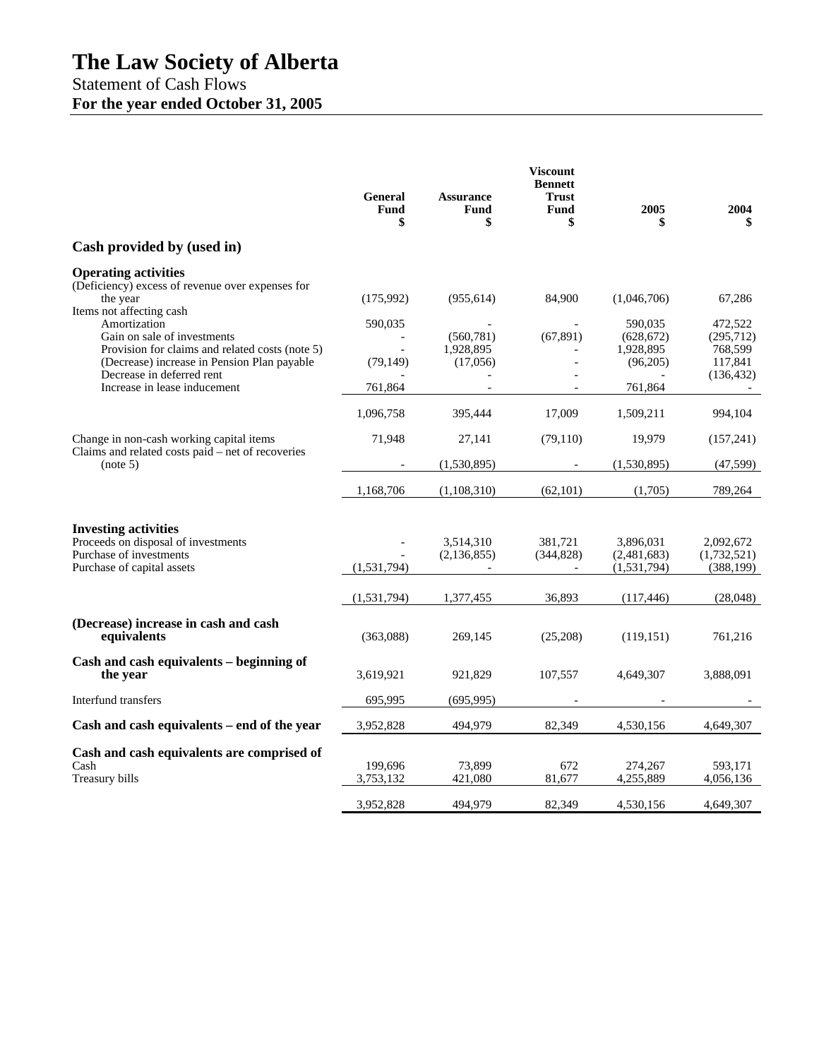# The Law Society of Alberta

Statement of Cash Flows

**For the year ended October 31, 2005**

| | General Fund $ | Assurance Fund $ | Viscount Bennett Trust Fund $ | 2005 $ | 2004 $ |
|---|---|---|---|---|---|
| **Cash provided by (used in)** | | | | | |
| **Operating activities** | | | | | |
| (Deficiency) excess of revenue over expenses for the year | (175,992) | (955,614) | 84,900 | (1,046,706) | 67,286 |
| Items not affecting cash | | | | | |
| Amortization | 590,035 | - | - | 590,035 | 472,522 |
| Gain on sale of investments | - | (560,781) | (67,891) | (628,672) | (295,712) |
| Provision for claims and related costs (note 5) | - | 1,928,895 | - | 1,928,895 | 768,599 |
| (Decrease) increase in Pension Plan payable | (79,149) | (17,056) | - | (96,205) | 117,841 |
| Decrease in deferred rent | - | - | - | - | (136,432) |
| Increase in lease inducement | 761,864 | - | - | 761,864 | - |
| | 1,096,758 | 395,444 | 17,009 | 1,509,211 | 994,104 |
| Change in non-cash working capital items | 71,948 | 27,141 | (79,110) | 19,979 | (157,241) |
| Claims and related costs paid – net of recoveries (note 5) | - | (1,530,895) | - | (1,530,895) | (47,599) |
| | 1,168,706 | (1,108,310) | (62,101) | (1,705) | 789,264 |
| **Investing activities** | | | | | |
| Proceeds on disposal of investments | - | 3,514,310 | 381,721 | 3,896,031 | 2,092,672 |
| Purchase of investments | - | (2,136,855) | (344,828) | (2,481,683) | (1,732,521) |
| Purchase of capital assets | (1,531,794) | - | - | (1,531,794) | (388,199) |
| | (1,531,794) | 1,377,455 | 36,893 | (117,446) | (28,048) |
| **(Decrease) increase in cash and cash equivalents** | (363,088) | 269,145 | (25,208) | (119,151) | 761,216 |
| **Cash and cash equivalents – beginning of the year** | 3,619,921 | 921,829 | 107,557 | 4,649,307 | 3,888,091 |
| Interfund transfers | 695,995 | (695,995) | - | - | - |
| **Cash and cash equivalents – end of the year** | 3,952,828 | 494,979 | 82,349 | 4,530,156 | 4,649,307 |
| **Cash and cash equivalents are comprised of** | | | | | |
| Cash | 199,696 | 73,899 | 672 | 274,267 | 593,171 |
| Treasury bills | 3,753,132 | 421,080 | 81,677 | 4,255,889 | 4,056,136 |
| | 3,952,828 | 494,979 | 82,349 | 4,530,156 | 4,649,307 |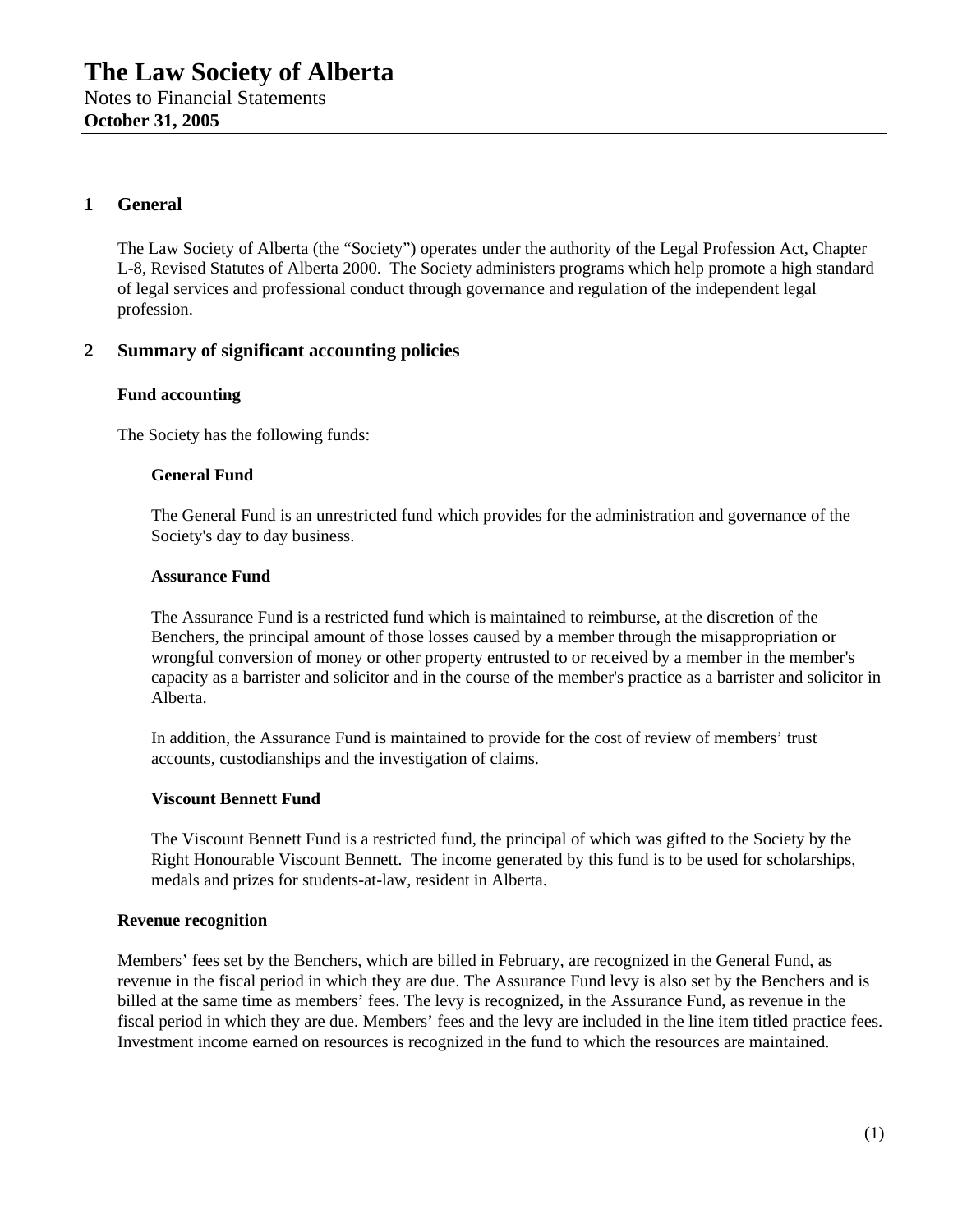# The Law Society of Alberta

Notes to Financial Statements
**October 31, 2005**

## 1 General

The Law Society of Alberta (the "Society") operates under the authority of the Legal Profession Act, Chapter L-8, Revised Statutes of Alberta 2000. The Society administers programs which help promote a high standard of legal services and professional conduct through governance and regulation of the independent legal profession.

## 2 Summary of significant accounting policies

### Fund accounting

The Society has the following funds:

#### General Fund

The General Fund is an unrestricted fund which provides for the administration and governance of the Society's day to day business.

#### Assurance Fund

The Assurance Fund is a restricted fund which is maintained to reimburse, at the discretion of the Benchers, the principal amount of those losses caused by a member through the misappropriation or wrongful conversion of money or other property entrusted to or received by a member in the member's capacity as a barrister and solicitor and in the course of the member's practice as a barrister and solicitor in Alberta.

In addition, the Assurance Fund is maintained to provide for the cost of review of members' trust accounts, custodianships and the investigation of claims.

#### Viscount Bennett Fund

The Viscount Bennett Fund is a restricted fund, the principal of which was gifted to the Society by the Right Honourable Viscount Bennett. The income generated by this fund is to be used for scholarships, medals and prizes for students-at-law, resident in Alberta.

### Revenue recognition

Members' fees set by the Benchers, which are billed in February, are recognized in the General Fund, as revenue in the fiscal period in which they are due. The Assurance Fund levy is also set by the Benchers and is billed at the same time as members' fees. The levy is recognized, in the Assurance Fund, as revenue in the fiscal period in which they are due. Members' fees and the levy are included in the line item titled practice fees. Investment income earned on resources is recognized in the fund to which the resources are maintained.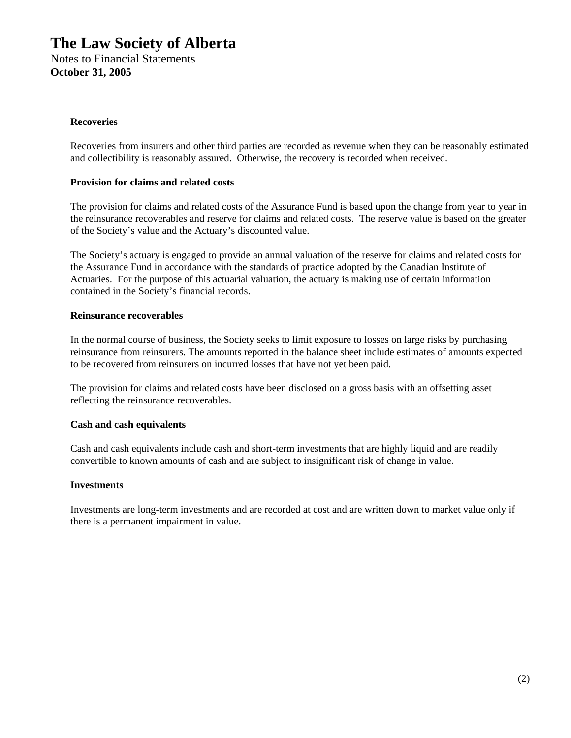**Recoveries**

Recoveries from insurers and other third parties are recorded as revenue when they can be reasonably estimated and collectibility is reasonably assured. Otherwise, the recovery is recorded when received.

**Provision for claims and related costs**

The provision for claims and related costs of the Assurance Fund is based upon the change from year to year in the reinsurance recoverables and reserve for claims and related costs. The reserve value is based on the greater of the Society's value and the Actuary's discounted value.

The Society's actuary is engaged to provide an annual valuation of the reserve for claims and related costs for the Assurance Fund in accordance with the standards of practice adopted by the Canadian Institute of Actuaries. For the purpose of this actuarial valuation, the actuary is making use of certain information contained in the Society's financial records.

**Reinsurance recoverables**

In the normal course of business, the Society seeks to limit exposure to losses on large risks by purchasing reinsurance from reinsurers. The amounts reported in the balance sheet include estimates of amounts expected to be recovered from reinsurers on incurred losses that have not yet been paid.

The provision for claims and related costs have been disclosed on a gross basis with an offsetting asset reflecting the reinsurance recoverables.

**Cash and cash equivalents**

Cash and cash equivalents include cash and short-term investments that are highly liquid and are readily convertible to known amounts of cash and are subject to insignificant risk of change in value.

**Investments**

Investments are long-term investments and are recorded at cost and are written down to market value only if there is a permanent impairment in value.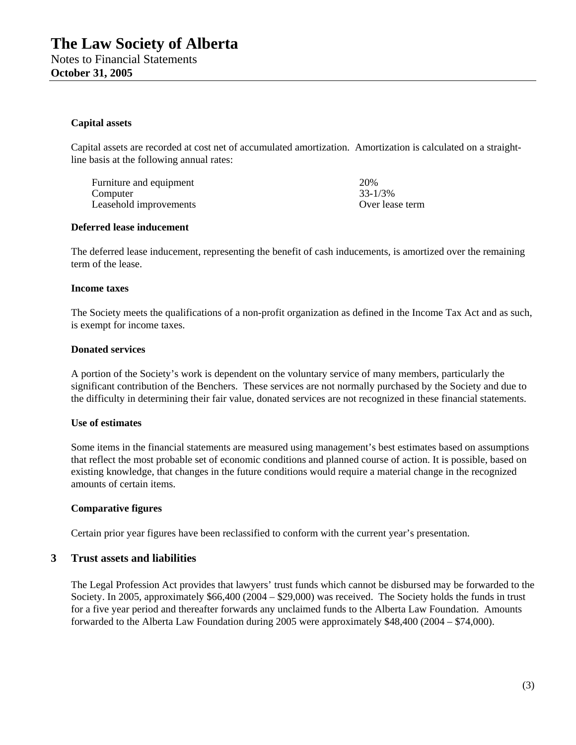#### Capital assets

Capital assets are recorded at cost net of accumulated amortization. Amortization is calculated on a straight-line basis at the following annual rates:

| | |
|---|---|
| Furniture and equipment | 20% |
| Computer | 33-1/3% |
| Leasehold improvements | Over lease term |

#### Deferred lease inducement

The deferred lease inducement, representing the benefit of cash inducements, is amortized over the remaining term of the lease.

#### Income taxes

The Society meets the qualifications of a non-profit organization as defined in the Income Tax Act and as such, is exempt for income taxes.

#### Donated services

A portion of the Society's work is dependent on the voluntary service of many members, particularly the significant contribution of the Benchers. These services are not normally purchased by the Society and due to the difficulty in determining their fair value, donated services are not recognized in these financial statements.

#### Use of estimates

Some items in the financial statements are measured using management's best estimates based on assumptions that reflect the most probable set of economic conditions and planned course of action. It is possible, based on existing knowledge, that changes in the future conditions would require a material change in the recognized amounts of certain items.

#### Comparative figures

Certain prior year figures have been reclassified to conform with the current year's presentation.

## 3 Trust assets and liabilities

The Legal Profession Act provides that lawyers' trust funds which cannot be disbursed may be forwarded to the Society. In 2005, approximately $66,400 (2004 – $29,000) was received. The Society holds the funds in trust for a five year period and thereafter forwards any unclaimed funds to the Alberta Law Foundation. Amounts forwarded to the Alberta Law Foundation during 2005 were approximately $48,400 (2004 – $74,000).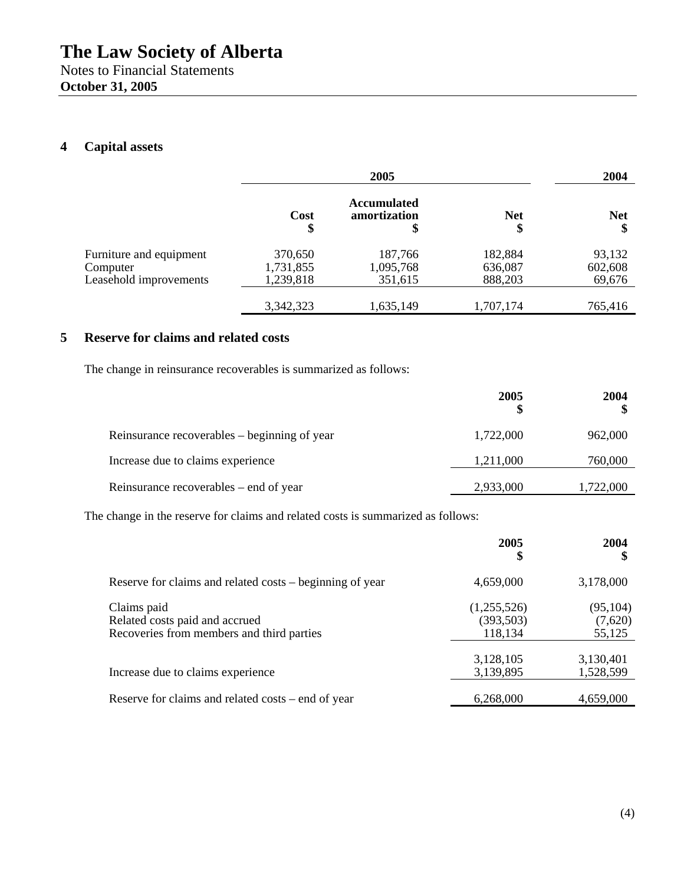# The Law Society of Alberta

Notes to Financial Statements

**October 31, 2005**

## 4 Capital assets

| | 2005 | | | 2004 |
|---|---|---|---|---|
| | **Cost** $ | **Accumulated amortization** $ | **Net** $ | **Net** $ |
| Furniture and equipment | 370,650 | 187,766 | 182,884 | 93,132 |
| Computer | 1,731,855 | 1,095,768 | 636,087 | 602,608 |
| Leasehold improvements | 1,239,818 | 351,615 | 888,203 | 69,676 |
| | 3,342,323 | 1,635,149 | 1,707,174 | 765,416 |

## 5 Reserve for claims and related costs

The change in reinsurance recoverables is summarized as follows:

| | 2005 $ | 2004 $ |
|---|---|---|
| Reinsurance recoverables – beginning of year | 1,722,000 | 962,000 |
| Increase due to claims experience | 1,211,000 | 760,000 |
| Reinsurance recoverables – end of year | 2,933,000 | 1,722,000 |

The change in the reserve for claims and related costs is summarized as follows:

| | 2005 $ | 2004 $ |
|---|---|---|
| Reserve for claims and related costs – beginning of year | 4,659,000 | 3,178,000 |
| Claims paid | (1,255,526) | (95,104) |
| Related costs paid and accrued | (393,503) | (7,620) |
| Recoveries from members and third parties | 118,134 | 55,125 |
| | 3,128,105 | 3,130,401 |
| Increase due to claims experience | 3,139,895 | 1,528,599 |
| Reserve for claims and related costs – end of year | 6,268,000 | 4,659,000 |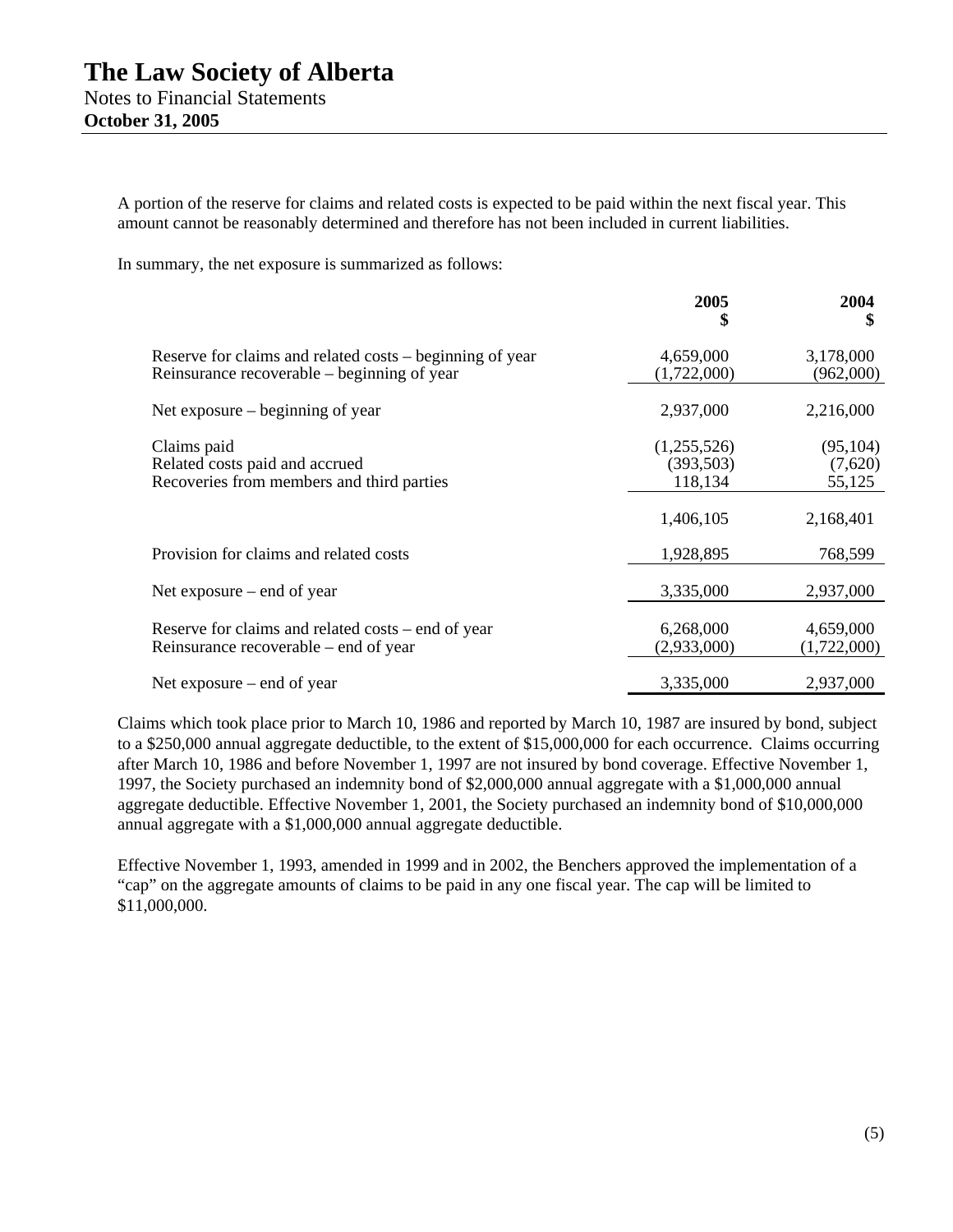# The Law Society of Alberta

Notes to Financial Statements

**October 31, 2005**

A portion of the reserve for claims and related costs is expected to be paid within the next fiscal year. This amount cannot be reasonably determined and therefore has not been included in current liabilities.

In summary, the net exposure is summarized as follows:

| | **2005** **$** | **2004** **$** |
|---|---|---|
| Reserve for claims and related costs – beginning of year | 4,659,000 | 3,178,000 |
| Reinsurance recoverable – beginning of year | (1,722,000) | (962,000) |
| Net exposure – beginning of year | 2,937,000 | 2,216,000 |
| Claims paid | (1,255,526) | (95,104) |
| Related costs paid and accrued | (393,503) | (7,620) |
| Recoveries from members and third parties | 118,134 | 55,125 |
| | 1,406,105 | 2,168,401 |
| Provision for claims and related costs | 1,928,895 | 768,599 |
| Net exposure – end of year | 3,335,000 | 2,937,000 |
| Reserve for claims and related costs – end of year | 6,268,000 | 4,659,000 |
| Reinsurance recoverable – end of year | (2,933,000) | (1,722,000) |
| Net exposure – end of year | 3,335,000 | 2,937,000 |

Claims which took place prior to March 10, 1986 and reported by March 10, 1987 are insured by bond, subject to a $250,000 annual aggregate deductible, to the extent of $15,000,000 for each occurrence. Claims occurring after March 10, 1986 and before November 1, 1997 are not insured by bond coverage. Effective November 1, 1997, the Society purchased an indemnity bond of $2,000,000 annual aggregate with a $1,000,000 annual aggregate deductible. Effective November 1, 2001, the Society purchased an indemnity bond of $10,000,000 annual aggregate with a $1,000,000 annual aggregate deductible.

Effective November 1, 1993, amended in 1999 and in 2002, the Benchers approved the implementation of a "cap" on the aggregate amounts of claims to be paid in any one fiscal year. The cap will be limited to $11,000,000.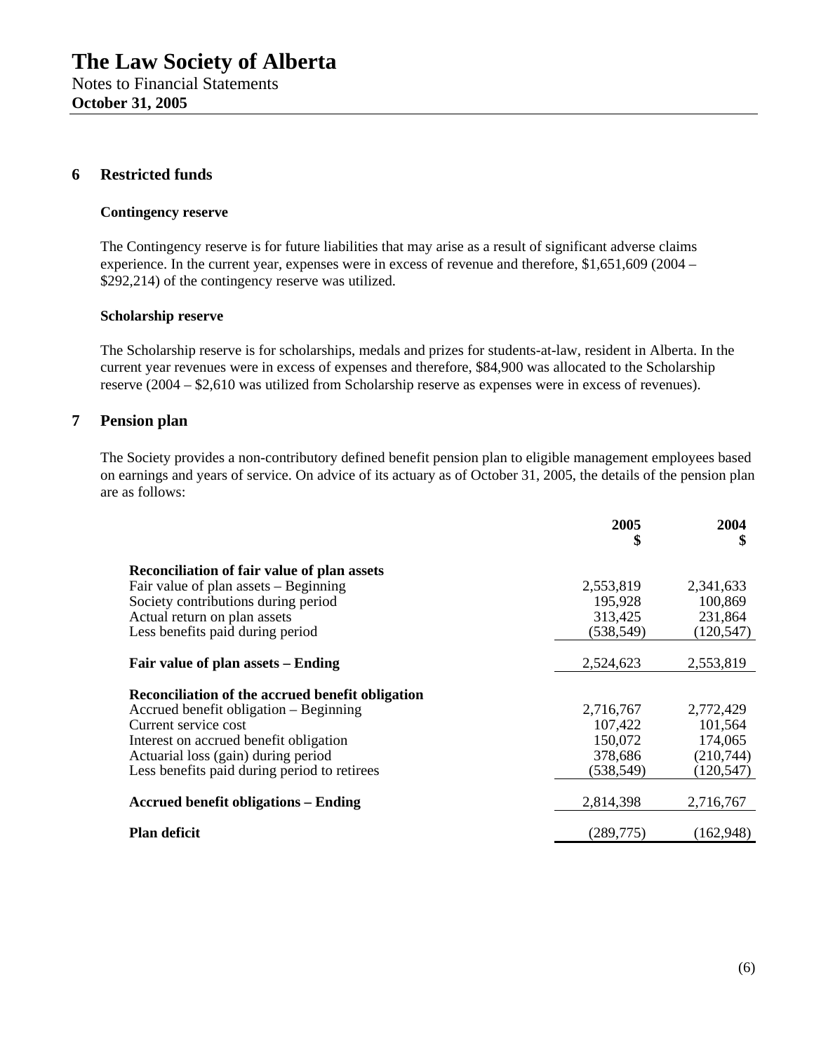# The Law Society of Alberta

Notes to Financial Statements
**October 31, 2005**

## 6 Restricted funds

### Contingency reserve

The Contingency reserve is for future liabilities that may arise as a result of significant adverse claims experience. In the current year, expenses were in excess of revenue and therefore, $1,651,609 (2004 – $292,214) of the contingency reserve was utilized.

### Scholarship reserve

The Scholarship reserve is for scholarships, medals and prizes for students-at-law, resident in Alberta. In the current year revenues were in excess of expenses and therefore, $84,900 was allocated to the Scholarship reserve (2004 – $2,610 was utilized from Scholarship reserve as expenses were in excess of revenues).

## 7 Pension plan

The Society provides a non-contributory defined benefit pension plan to eligible management employees based on earnings and years of service. On advice of its actuary as of October 31, 2005, the details of the pension plan are as follows:

| | 2005 $ | 2004 $ |
|---|---|---|
| **Reconciliation of fair value of plan assets** | | |
| Fair value of plan assets – Beginning | 2,553,819 | 2,341,633 |
| Society contributions during period | 195,928 | 100,869 |
| Actual return on plan assets | 313,425 | 231,864 |
| Less benefits paid during period | (538,549) | (120,547) |
| **Fair value of plan assets – Ending** | 2,524,623 | 2,553,819 |
| **Reconciliation of the accrued benefit obligation** | | |
| Accrued benefit obligation – Beginning | 2,716,767 | 2,772,429 |
| Current service cost | 107,422 | 101,564 |
| Interest on accrued benefit obligation | 150,072 | 174,065 |
| Actuarial loss (gain) during period | 378,686 | (210,744) |
| Less benefits paid during period to retirees | (538,549) | (120,547) |
| **Accrued benefit obligations – Ending** | 2,814,398 | 2,716,767 |
| **Plan deficit** | (289,775) | (162,948) |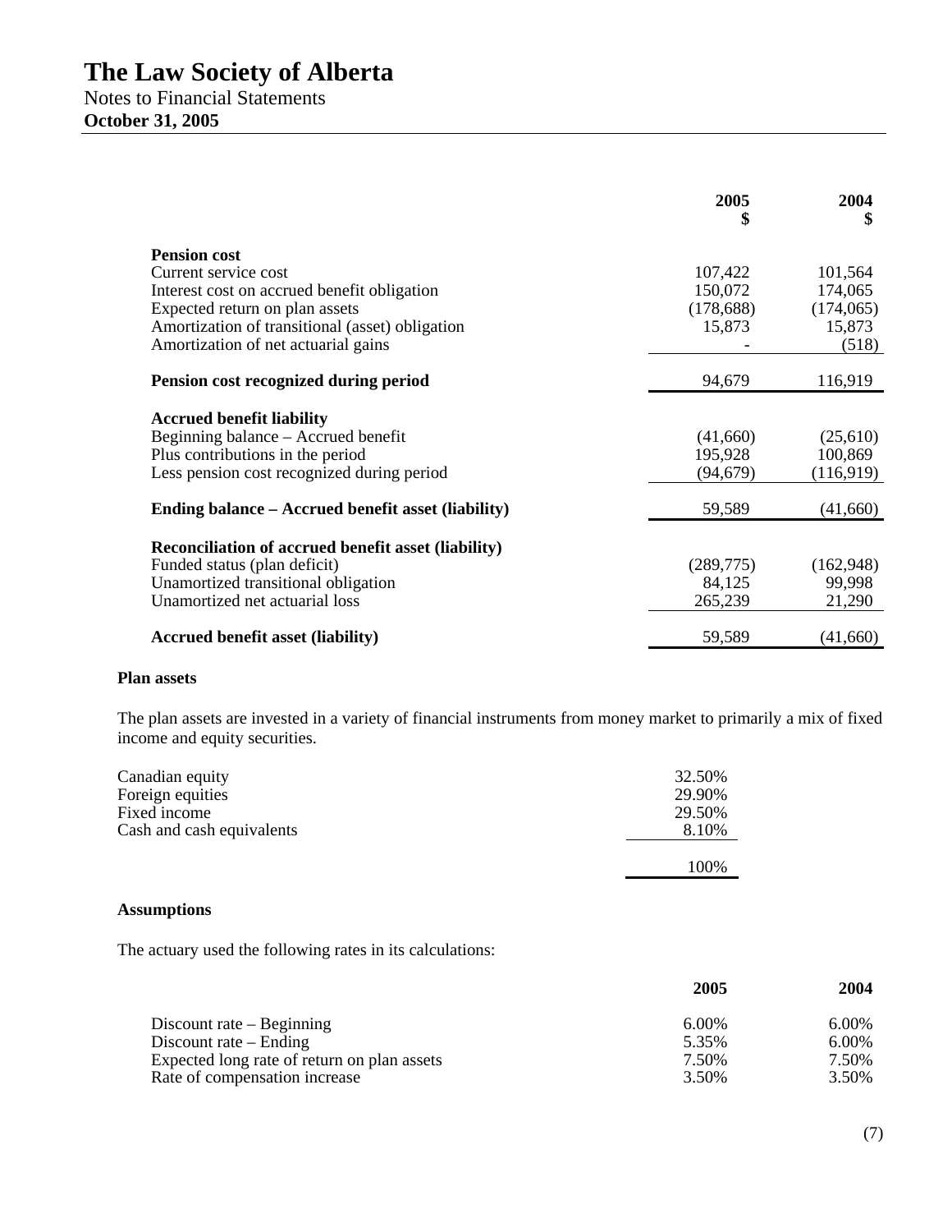# The Law Society of Alberta

Notes to Financial Statements
**October 31, 2005**

| | 2005<br>$ | 2004<br>$ |
|---|---|---|
| **Pension cost** | | |
| Current service cost | 107,422 | 101,564 |
| Interest cost on accrued benefit obligation | 150,072 | 174,065 |
| Expected return on plan assets | (178,688) | (174,065) |
| Amortization of transitional (asset) obligation | 15,873 | 15,873 |
| Amortization of net actuarial gains | - | (518) |
| **Pension cost recognized during period** | 94,679 | 116,919 |
| **Accrued benefit liability** | | |
| Beginning balance – Accrued benefit | (41,660) | (25,610) |
| Plus contributions in the period | 195,928 | 100,869 |
| Less pension cost recognized during period | (94,679) | (116,919) |
| **Ending balance – Accrued benefit asset (liability)** | 59,589 | (41,660) |
| **Reconciliation of accrued benefit asset (liability)** | | |
| Funded status (plan deficit) | (289,775) | (162,948) |
| Unamortized transitional obligation | 84,125 | 99,998 |
| Unamortized net actuarial loss | 265,239 | 21,290 |
| **Accrued benefit asset (liability)** | 59,589 | (41,660) |

**Plan assets**

The plan assets are invested in a variety of financial instruments from money market to primarily a mix of fixed income and equity securities.

| | |
|---|---|
| Canadian equity | 32.50% |
| Foreign equities | 29.90% |
| Fixed income | 29.50% |
| Cash and cash equivalents | 8.10% |
| | 100% |

**Assumptions**

The actuary used the following rates in its calculations:

| | 2005 | 2004 |
|---|---|---|
| Discount rate – Beginning | 6.00% | 6.00% |
| Discount rate – Ending | 5.35% | 6.00% |
| Expected long rate of return on plan assets | 7.50% | 7.50% |
| Rate of compensation increase | 3.50% | 3.50% |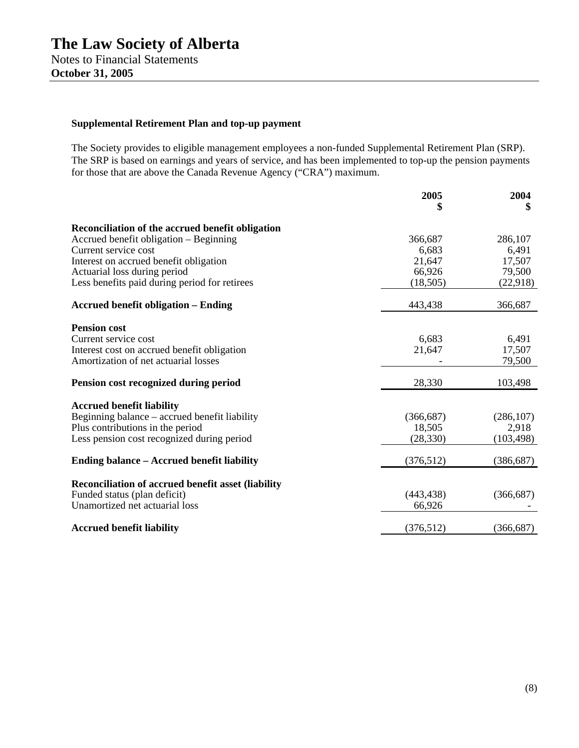# The Law Society of Alberta

Notes to Financial Statements

**October 31, 2005**

**Supplemental Retirement Plan and top-up payment**

The Society provides to eligible management employees a non-funded Supplemental Retirement Plan (SRP). The SRP is based on earnings and years of service, and has been implemented to top-up the pension payments for those that are above the Canada Revenue Agency ("CRA") maximum.

| | 2005<br>$ | 2004<br>$ |
|---|---|---|
| **Reconciliation of the accrued benefit obligation** | | |
| Accrued benefit obligation – Beginning | 366,687 | 286,107 |
| Current service cost | 6,683 | 6,491 |
| Interest on accrued benefit obligation | 21,647 | 17,507 |
| Actuarial loss during period | 66,926 | 79,500 |
| Less benefits paid during period for retirees | (18,505) | (22,918) |
| **Accrued benefit obligation – Ending** | 443,438 | 366,687 |
| **Pension cost** | | |
| Current service cost | 6,683 | 6,491 |
| Interest cost on accrued benefit obligation | 21,647 | 17,507 |
| Amortization of net actuarial losses | - | 79,500 |
| **Pension cost recognized during period** | 28,330 | 103,498 |
| **Accrued benefit liability** | | |
| Beginning balance – accrued benefit liability | (366,687) | (286,107) |
| Plus contributions in the period | 18,505 | 2,918 |
| Less pension cost recognized during period | (28,330) | (103,498) |
| **Ending balance – Accrued benefit liability** | (376,512) | (386,687) |
| **Reconciliation of accrued benefit asset (liability** | | |
| Funded status (plan deficit) | (443,438) | (366,687) |
| Unamortized net actuarial loss | 66,926 | - |
| **Accrued benefit liability** | (376,512) | (366,687) |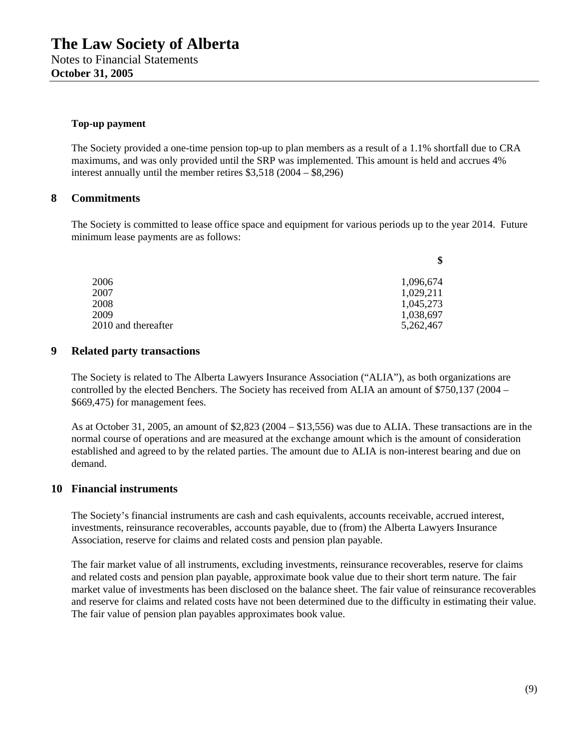**Top-up payment**

The Society provided a one-time pension top-up to plan members as a result of a 1.1% shortfall due to CRA maximums, and was only provided until the SRP was implemented. This amount is held and accrues 4% interest annually until the member retires $3,518 (2004 – $8,296)

## 8 Commitments

The Society is committed to lease office space and equipment for various periods up to the year 2014. Future minimum lease payments are as follows:

| | $ |
|---|---|
| 2006 | 1,096,674 |
| 2007 | 1,029,211 |
| 2008 | 1,045,273 |
| 2009 | 1,038,697 |
| 2010 and thereafter | 5,262,467 |

## 9 Related party transactions

The Society is related to The Alberta Lawyers Insurance Association ("ALIA"), as both organizations are controlled by the elected Benchers. The Society has received from ALIA an amount of $750,137 (2004 – $669,475) for management fees.

As at October 31, 2005, an amount of $2,823 (2004 – $13,556) was due to ALIA. These transactions are in the normal course of operations and are measured at the exchange amount which is the amount of consideration established and agreed to by the related parties. The amount due to ALIA is non-interest bearing and due on demand.

## 10 Financial instruments

The Society's financial instruments are cash and cash equivalents, accounts receivable, accrued interest, investments, reinsurance recoverables, accounts payable, due to (from) the Alberta Lawyers Insurance Association, reserve for claims and related costs and pension plan payable.

The fair market value of all instruments, excluding investments, reinsurance recoverables, reserve for claims and related costs and pension plan payable, approximate book value due to their short term nature. The fair market value of investments has been disclosed on the balance sheet. The fair value of reinsurance recoverables and reserve for claims and related costs have not been determined due to the difficulty in estimating their value. The fair value of pension plan payables approximates book value.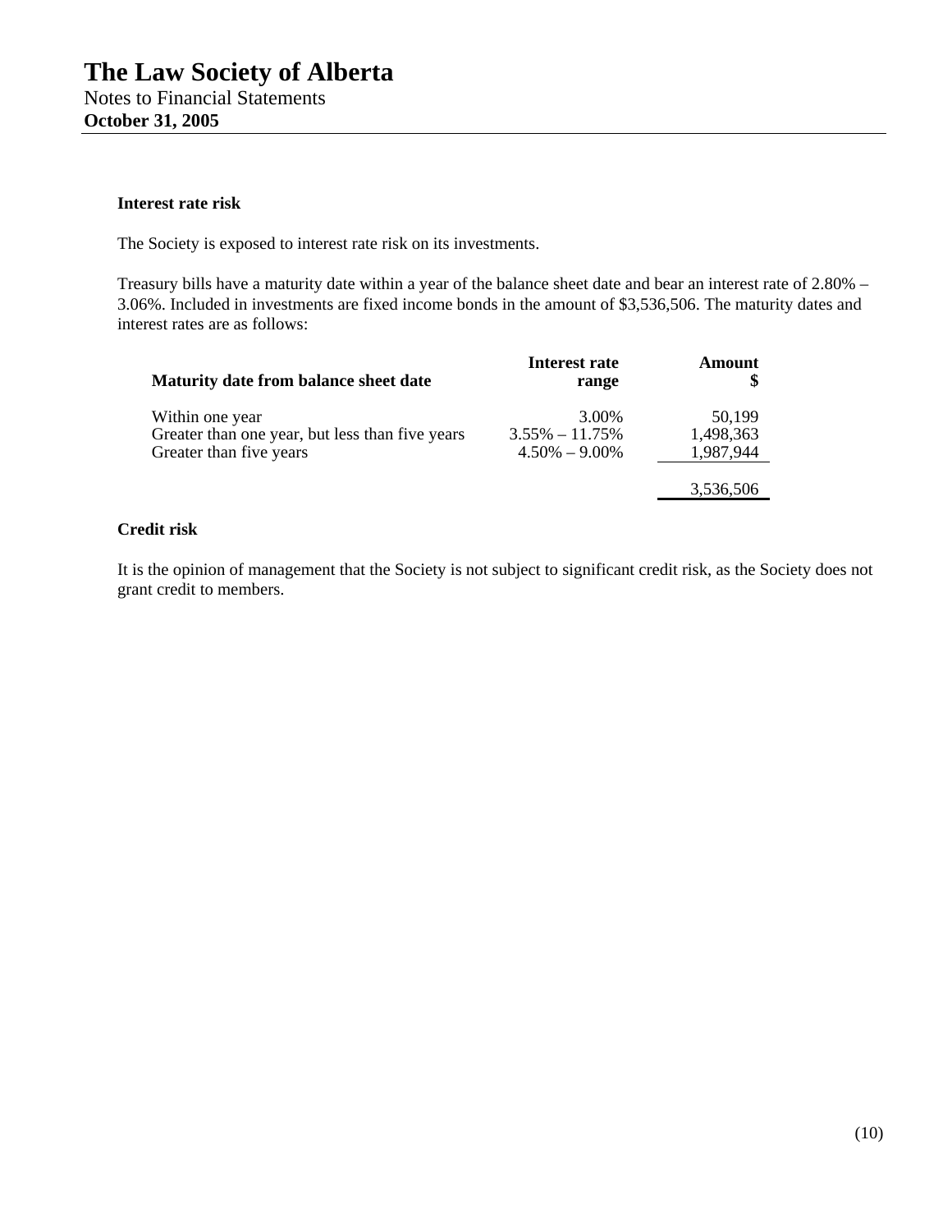# The Law Society of Alberta

Notes to Financial Statements

**October 31, 2005**

### Interest rate risk

The Society is exposed to interest rate risk on its investments.

Treasury bills have a maturity date within a year of the balance sheet date and bear an interest rate of 2.80% – 3.06%. Included in investments are fixed income bonds in the amount of $3,536,506. The maturity dates and interest rates are as follows:

| Maturity date from balance sheet date | Interest rate range | Amount $ |
|---|---|---|
| Within one year | 3.00% | 50,199 |
| Greater than one year, but less than five years | 3.55% – 11.75% | 1,498,363 |
| Greater than five years | 4.50% – 9.00% | 1,987,944 |
| | | 3,536,506 |

### Credit risk

It is the opinion of management that the Society is not subject to significant credit risk, as the Society does not grant credit to members.